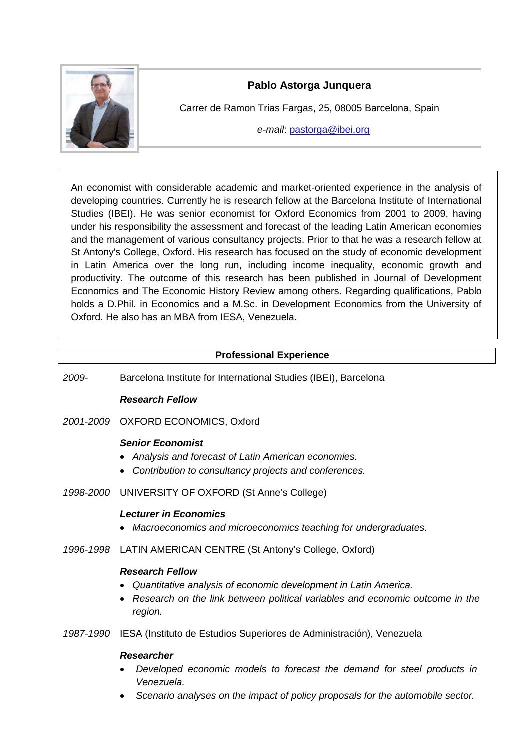# Pablo Astorga Junquera

Carrer de Ramon Trias Fargas, 25, 08005 Barcelona, Spain

*e-mail*: pastorga@ibei.org

An economist with considerable academic and market-oriented experience in the analysis of developing countries. Currently he is research fellow at the Barcelona Institute of International Studies (IBEI). He was senior economist for Oxford Economics from 2001 to 2009, having under his responsibility the assessment and forecast of the leading Latin American economies and the management of various consultancy projects. Prior to that he was a research fellow at St Antony's College, Oxford. His research has focused on the study of economic development in Latin America over the long run, including income inequality, economic growth and productivity. The outcome of this research has been published in Journal of Development Economics and The Economic History Review among others. Regarding qualifications, Pablo holds a D.Phil. in Economics and a M.Sc. in Development Economics from the University of Oxford. He also has an MBA from IESA, Venezuela.

## Professional Experience

*2009-* Barcelona Institute for International Studies (IBEI), Barcelona

***Research Fellow***

*2001-2009* OXFORD ECONOMICS, Oxford

***Senior Economist***

- *Analysis and forecast of Latin American economies.*
- *Contribution to consultancy projects and conferences.*

*1998-2000* UNIVERSITY OF OXFORD (St Anne's College)

***Lecturer in Economics***

- *Macroeconomics and microeconomics teaching for undergraduates.*

*1996-1998* LATIN AMERICAN CENTRE (St Antony's College, Oxford)

***Research Fellow***

- *Quantitative analysis of economic development in Latin America.*
- *Research on the link between political variables and economic outcome in the region.*

*1987-1990* IESA (Instituto de Estudios Superiores de Administración), Venezuela

***Researcher***

- *Developed economic models to forecast the demand for steel products in Venezuela.*
- *Scenario analyses on the impact of policy proposals for the automobile sector.*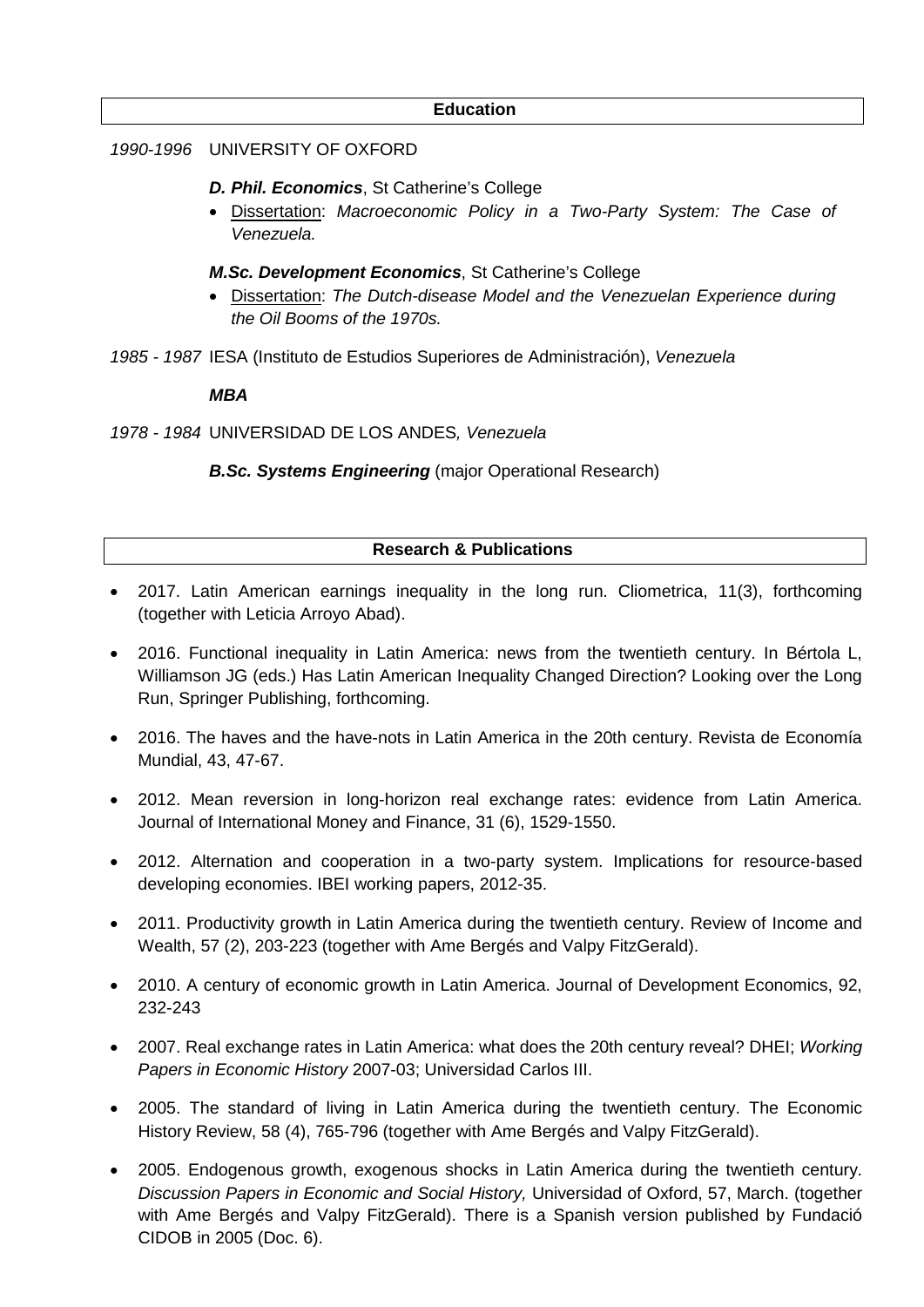## Education

*1990-1996* UNIVERSITY OF OXFORD

***D. Phil. Economics***, St Catherine's College

- Dissertation: *Macroeconomic Policy in a Two-Party System: The Case of Venezuela.*

***M.Sc. Development Economics***, St Catherine's College

- Dissertation: *The Dutch-disease Model and the Venezuelan Experience during the Oil Booms of the 1970s.*

*1985 - 1987* IESA (Instituto de Estudios Superiores de Administración), *Venezuela*

***MBA***

*1978 - 1984* UNIVERSIDAD DE LOS ANDES*, Venezuela*

***B.Sc. Systems Engineering*** (major Operational Research)

## Research & Publications

- 2017. Latin American earnings inequality in the long run. Cliometrica, 11(3), forthcoming (together with Leticia Arroyo Abad).
- 2016. Functional inequality in Latin America: news from the twentieth century. In Bértola L, Williamson JG (eds.) Has Latin American Inequality Changed Direction? Looking over the Long Run, Springer Publishing, forthcoming.
- 2016. The haves and the have-nots in Latin America in the 20th century. Revista de Economía Mundial, 43, 47-67.
- 2012. Mean reversion in long-horizon real exchange rates: evidence from Latin America. Journal of International Money and Finance, 31 (6), 1529-1550.
- 2012. Alternation and cooperation in a two-party system. Implications for resource-based developing economies. IBEI working papers, 2012-35.
- 2011. Productivity growth in Latin America during the twentieth century. Review of Income and Wealth, 57 (2), 203-223 (together with Ame Bergés and Valpy FitzGerald).
- 2010. A century of economic growth in Latin America. Journal of Development Economics, 92, 232-243
- 2007. Real exchange rates in Latin America: what does the 20th century reveal? DHEI; *Working Papers in Economic History* 2007-03; Universidad Carlos III.
- 2005. The standard of living in Latin America during the twentieth century. The Economic History Review, 58 (4), 765-796 (together with Ame Bergés and Valpy FitzGerald).
- 2005. Endogenous growth, exogenous shocks in Latin America during the twentieth century. *Discussion Papers in Economic and Social History,* Universidad of Oxford, 57, March. (together with Ame Bergés and Valpy FitzGerald). There is a Spanish version published by Fundació CIDOB in 2005 (Doc. 6).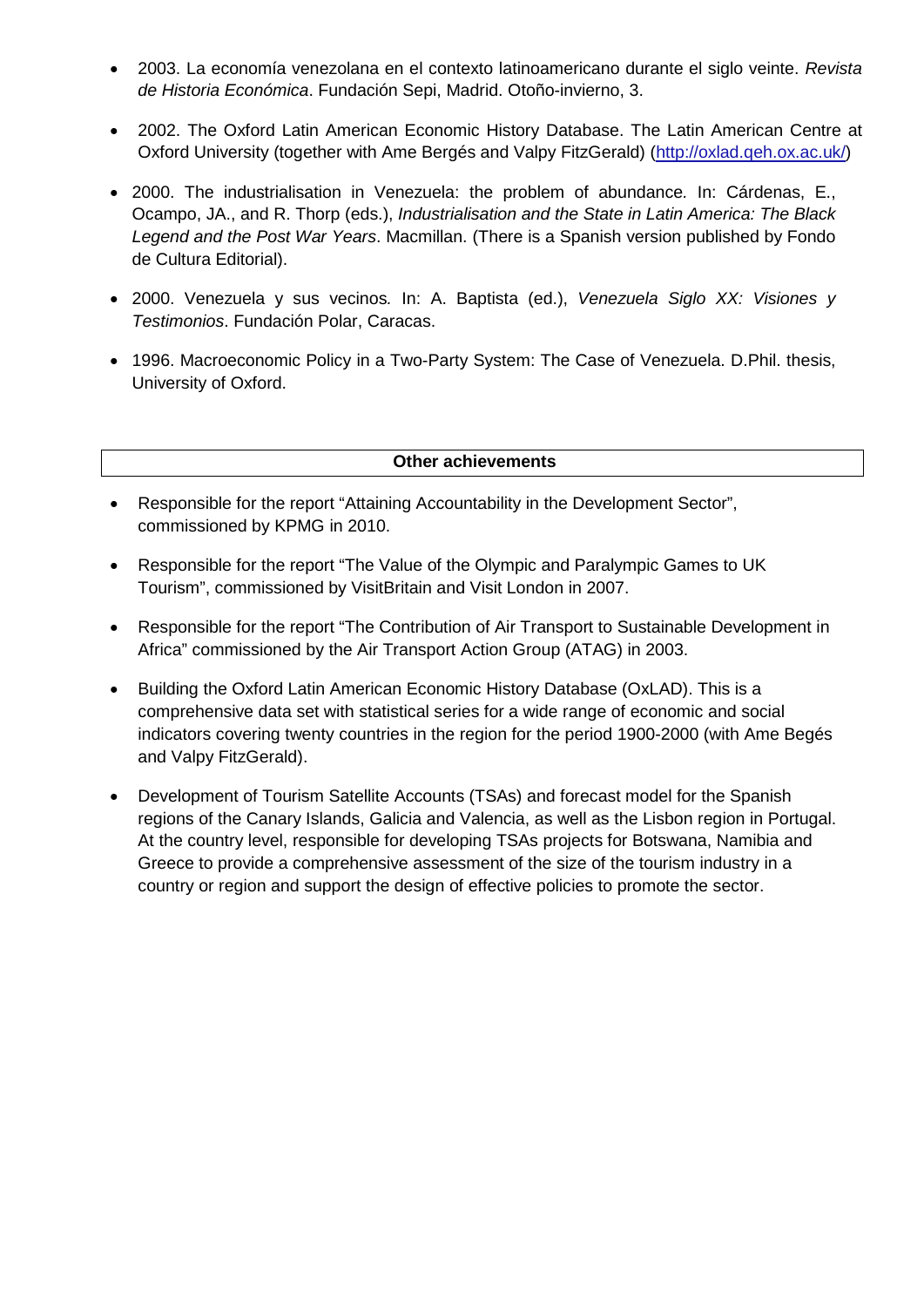- 2003. La economía venezolana en el contexto latinoamericano durante el siglo veinte. *Revista de Historia Económica*. Fundación Sepi, Madrid. Otoño-invierno, 3.
- 2002. The Oxford Latin American Economic History Database. The Latin American Centre at Oxford University (together with Ame Bergés and Valpy FitzGerald) (http://oxlad.qeh.ox.ac.uk/)
- 2000. The industrialisation in Venezuela: the problem of abundance. In: Cárdenas, E., Ocampo, JA., and R. Thorp (eds.), *Industrialisation and the State in Latin America: The Black Legend and the Post War Years*. Macmillan. (There is a Spanish version published by Fondo de Cultura Editorial).
- 2000. Venezuela y sus vecinos. In: A. Baptista (ed.), *Venezuela Siglo XX: Visiones y Testimonios*. Fundación Polar, Caracas.
- 1996. Macroeconomic Policy in a Two-Party System: The Case of Venezuela. D.Phil. thesis, University of Oxford.

## Other achievements

- Responsible for the report "Attaining Accountability in the Development Sector", commissioned by KPMG in 2010.
- Responsible for the report "The Value of the Olympic and Paralympic Games to UK Tourism", commissioned by VisitBritain and Visit London in 2007.
- Responsible for the report "The Contribution of Air Transport to Sustainable Development in Africa" commissioned by the Air Transport Action Group (ATAG) in 2003.
- Building the Oxford Latin American Economic History Database (OxLAD). This is a comprehensive data set with statistical series for a wide range of economic and social indicators covering twenty countries in the region for the period 1900-2000 (with Ame Begés and Valpy FitzGerald).
- Development of Tourism Satellite Accounts (TSAs) and forecast model for the Spanish regions of the Canary Islands, Galicia and Valencia, as well as the Lisbon region in Portugal. At the country level, responsible for developing TSAs projects for Botswana, Namibia and Greece to provide a comprehensive assessment of the size of the tourism industry in a country or region and support the design of effective policies to promote the sector.